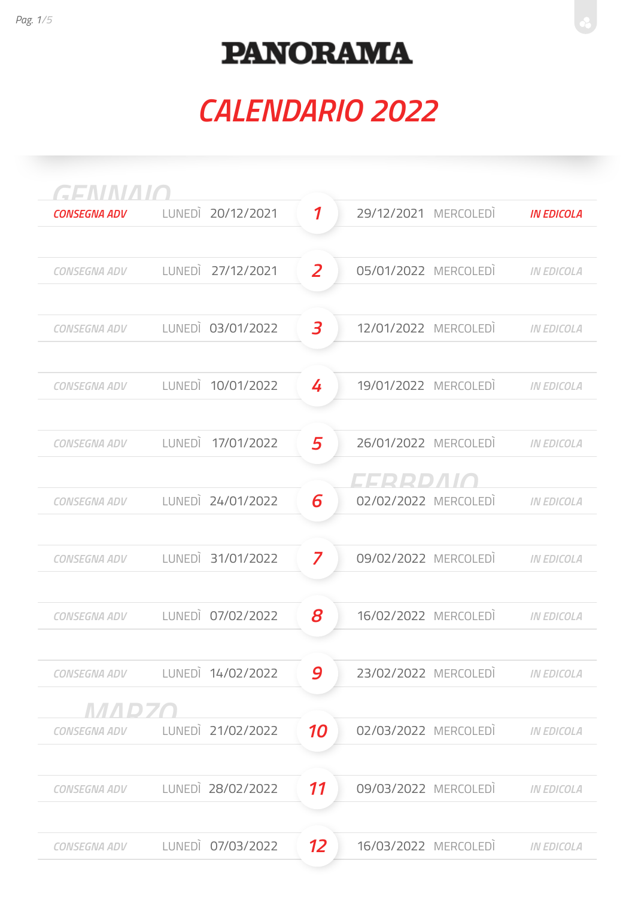# PANORAMA

## CALENDARIO 2022

### GENNAIO

| | | | N. | | | |
|---|---|---|---|---|---|---|
| CONSEGNA ADV | LUNEDÌ | 20/12/2021 | 1 | 29/12/2021 | MERCOLEDÌ | IN EDICOLA |
| CONSEGNA ADV | LUNEDÌ | 27/12/2021 | 2 | 05/01/2022 | MERCOLEDÌ | IN EDICOLA |
| CONSEGNA ADV | LUNEDÌ | 03/01/2022 | 3 | 12/01/2022 | MERCOLEDÌ | IN EDICOLA |
| CONSEGNA ADV | LUNEDÌ | 10/01/2022 | 4 | 19/01/2022 | MERCOLEDÌ | IN EDICOLA |
| CONSEGNA ADV | LUNEDÌ | 17/01/2022 | 5 | 26/01/2022 | MERCOLEDÌ | IN EDICOLA |

### FEBBRAIO

| | | | N. | | | |
|---|---|---|---|---|---|---|
| CONSEGNA ADV | LUNEDÌ | 24/01/2022 | 6 | 02/02/2022 | MERCOLEDÌ | IN EDICOLA |
| CONSEGNA ADV | LUNEDÌ | 31/01/2022 | 7 | 09/02/2022 | MERCOLEDÌ | IN EDICOLA |
| CONSEGNA ADV | LUNEDÌ | 07/02/2022 | 8 | 16/02/2022 | MERCOLEDÌ | IN EDICOLA |
| CONSEGNA ADV | LUNEDÌ | 14/02/2022 | 9 | 23/02/2022 | MERCOLEDÌ | IN EDICOLA |

### MARZO

| | | | N. | | | |
|---|---|---|---|---|---|---|
| CONSEGNA ADV | LUNEDÌ | 21/02/2022 | 10 | 02/03/2022 | MERCOLEDÌ | IN EDICOLA |
| CONSEGNA ADV | LUNEDÌ | 28/02/2022 | 11 | 09/03/2022 | MERCOLEDÌ | IN EDICOLA |
| CONSEGNA ADV | LUNEDÌ | 07/03/2022 | 12 | 16/03/2022 | MERCOLEDÌ | IN EDICOLA |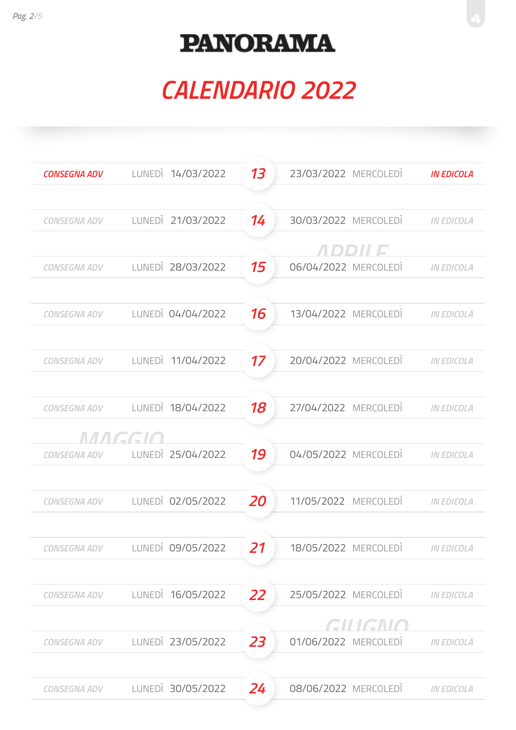# PANORAMA

## CALENDARIO 2022

| | | | | | | |
|---|---|---|---|---|---|---|
| CONSEGNA ADV | LUNEDÌ | 14/03/2022 | 13 | 23/03/2022 | MERCOLEDÌ | IN EDICOLA |
| CONSEGNA ADV | LUNEDÌ | 21/03/2022 | 14 | 30/03/2022 | MERCOLEDÌ | IN EDICOLA |
| | | | | APRILE | | |
| CONSEGNA ADV | LUNEDÌ | 28/03/2022 | 15 | 06/04/2022 | MERCOLEDÌ | IN EDICOLA |
| CONSEGNA ADV | LUNEDÌ | 04/04/2022 | 16 | 13/04/2022 | MERCOLEDÌ | IN EDICOLA |
| CONSEGNA ADV | LUNEDÌ | 11/04/2022 | 17 | 20/04/2022 | MERCOLEDÌ | IN EDICOLA |
| CONSEGNA ADV | LUNEDÌ | 18/04/2022 | 18 | 27/04/2022 | MERCOLEDÌ | IN EDICOLA |
| | MAGGIO | | | | | |
| CONSEGNA ADV | LUNEDÌ | 25/04/2022 | 19 | 04/05/2022 | MERCOLEDÌ | IN EDICOLA |
| CONSEGNA ADV | LUNEDÌ | 02/05/2022 | 20 | 11/05/2022 | MERCOLEDÌ | IN EDICOLA |
| CONSEGNA ADV | LUNEDÌ | 09/05/2022 | 21 | 18/05/2022 | MERCOLEDÌ | IN EDICOLA |
| CONSEGNA ADV | LUNEDÌ | 16/05/2022 | 22 | 25/05/2022 | MERCOLEDÌ | IN EDICOLA |
| | | | | GIUGNO | | |
| CONSEGNA ADV | LUNEDÌ | 23/05/2022 | 23 | 01/06/2022 | MERCOLEDÌ | IN EDICOLA |
| CONSEGNA ADV | LUNEDÌ | 30/05/2022 | 24 | 08/06/2022 | MERCOLEDÌ | IN EDICOLA |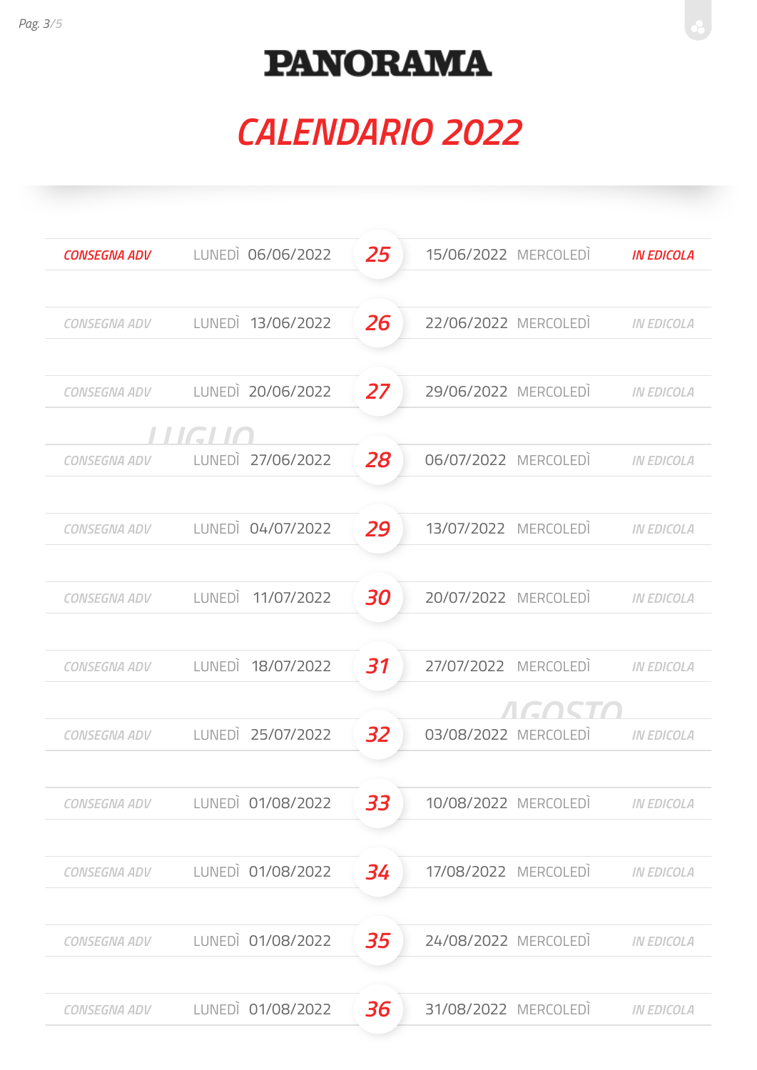# PANORAMA

## CALENDARIO 2022

| | | | N. | | | |
|---|---|---|---|---|---|---|
| CONSEGNA ADV | LUNEDÌ | 06/06/2022 | 25 | 15/06/2022 | MERCOLEDÌ | IN EDICOLA |
| CONSEGNA ADV | LUNEDÌ | 13/06/2022 | 26 | 22/06/2022 | MERCOLEDÌ | IN EDICOLA |
| CONSEGNA ADV | LUNEDÌ | 20/06/2022 | 27 | 29/06/2022 | MERCOLEDÌ | IN EDICOLA |
| | LUGLIO | | | | | |
| CONSEGNA ADV | LUNEDÌ | 27/06/2022 | 28 | 06/07/2022 | MERCOLEDÌ | IN EDICOLA |
| CONSEGNA ADV | LUNEDÌ | 04/07/2022 | 29 | 13/07/2022 | MERCOLEDÌ | IN EDICOLA |
| CONSEGNA ADV | LUNEDÌ | 11/07/2022 | 30 | 20/07/2022 | MERCOLEDÌ | IN EDICOLA |
| CONSEGNA ADV | LUNEDÌ | 18/07/2022 | 31 | 27/07/2022 | MERCOLEDÌ | IN EDICOLA |
| | | | | | AGOSTO | |
| CONSEGNA ADV | LUNEDÌ | 25/07/2022 | 32 | 03/08/2022 | MERCOLEDÌ | IN EDICOLA |
| CONSEGNA ADV | LUNEDÌ | 01/08/2022 | 33 | 10/08/2022 | MERCOLEDÌ | IN EDICOLA |
| CONSEGNA ADV | LUNEDÌ | 01/08/2022 | 34 | 17/08/2022 | MERCOLEDÌ | IN EDICOLA |
| CONSEGNA ADV | LUNEDÌ | 01/08/2022 | 35 | 24/08/2022 | MERCOLEDÌ | IN EDICOLA |
| CONSEGNA ADV | LUNEDÌ | 01/08/2022 | 36 | 31/08/2022 | MERCOLEDÌ | IN EDICOLA |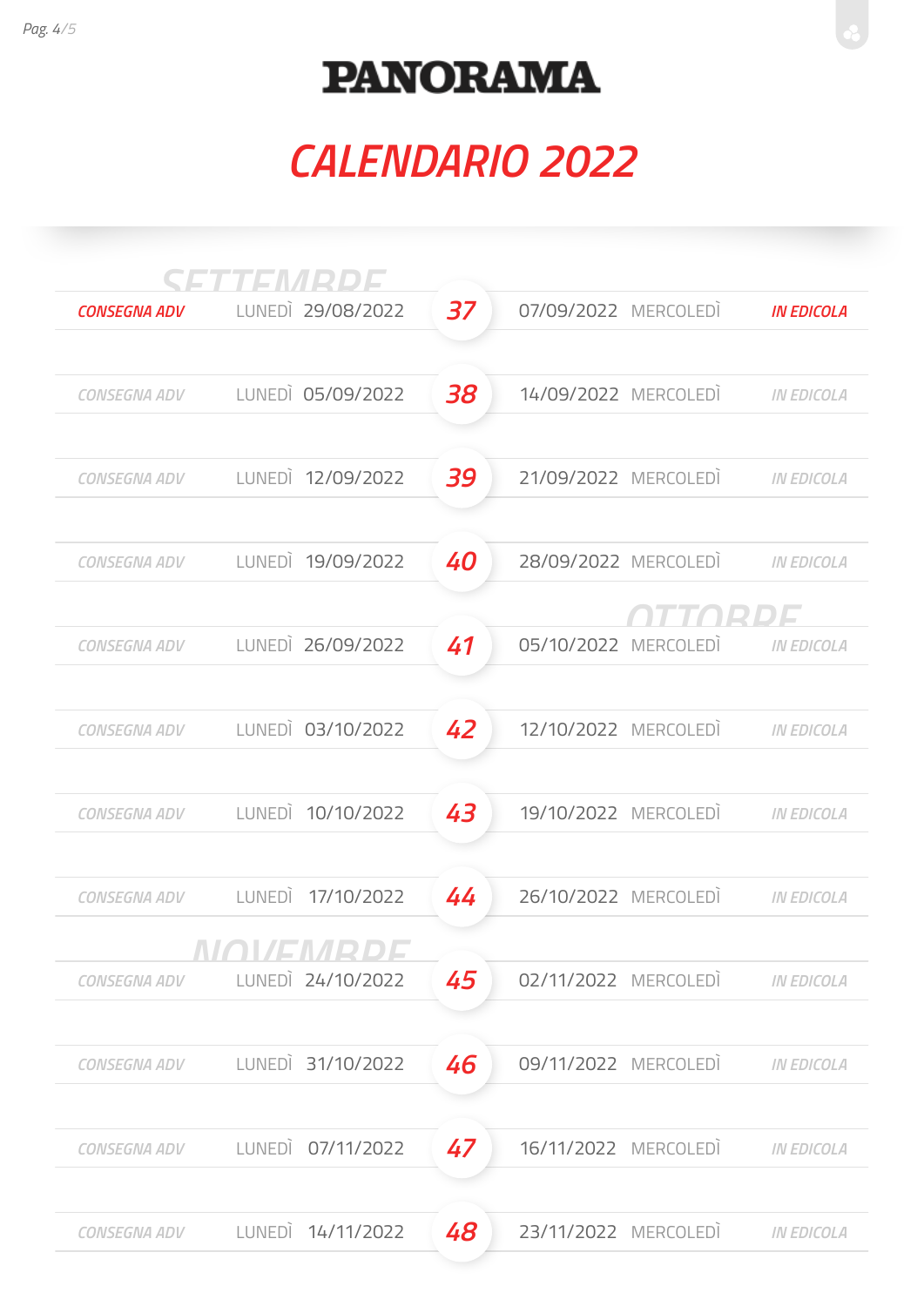# PANORAMA

## CALENDARIO 2022

| | | | N. | | | |
|---|---|---|---|---|---|---|
| **SETTEMBRE** | | | | | | |
| CONSEGNA ADV | LUNEDÌ | 29/08/2022 | 37 | 07/09/2022 | MERCOLEDÌ | IN EDICOLA |
| CONSEGNA ADV | LUNEDÌ | 05/09/2022 | 38 | 14/09/2022 | MERCOLEDÌ | IN EDICOLA |
| CONSEGNA ADV | LUNEDÌ | 12/09/2022 | 39 | 21/09/2022 | MERCOLEDÌ | IN EDICOLA |
| CONSEGNA ADV | LUNEDÌ | 19/09/2022 | 40 | 28/09/2022 | MERCOLEDÌ | IN EDICOLA |
| **OTTOBRE** | | | | | | |
| CONSEGNA ADV | LUNEDÌ | 26/09/2022 | 41 | 05/10/2022 | MERCOLEDÌ | IN EDICOLA |
| CONSEGNA ADV | LUNEDÌ | 03/10/2022 | 42 | 12/10/2022 | MERCOLEDÌ | IN EDICOLA |
| CONSEGNA ADV | LUNEDÌ | 10/10/2022 | 43 | 19/10/2022 | MERCOLEDÌ | IN EDICOLA |
| CONSEGNA ADV | LUNEDÌ | 17/10/2022 | 44 | 26/10/2022 | MERCOLEDÌ | IN EDICOLA |
| **NOVEMBRE** | | | | | | |
| CONSEGNA ADV | LUNEDÌ | 24/10/2022 | 45 | 02/11/2022 | MERCOLEDÌ | IN EDICOLA |
| CONSEGNA ADV | LUNEDÌ | 31/10/2022 | 46 | 09/11/2022 | MERCOLEDÌ | IN EDICOLA |
| CONSEGNA ADV | LUNEDÌ | 07/11/2022 | 47 | 16/11/2022 | MERCOLEDÌ | IN EDICOLA |
| CONSEGNA ADV | LUNEDÌ | 14/11/2022 | 48 | 23/11/2022 | MERCOLEDÌ | IN EDICOLA |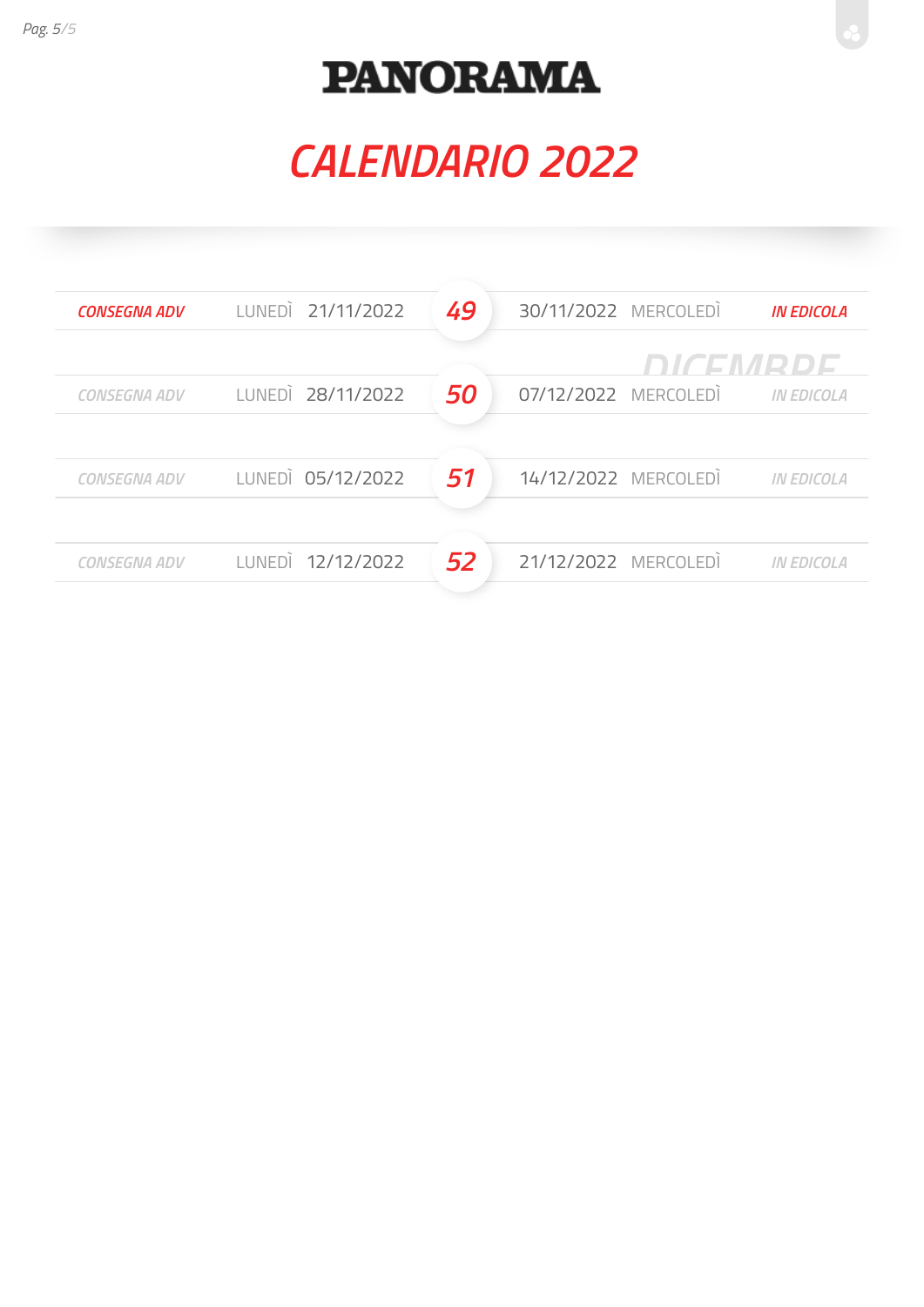# PANORAMA

## CALENDARIO 2022

| | | | | | | |
|---|---|---|---|---|---|---|
| CONSEGNA ADV | LUNEDÌ | 21/11/2022 | 49 | 30/11/2022 | MERCOLEDÌ | IN EDICOLA |

**DICEMBRE**

| | | | | | | |
|---|---|---|---|---|---|---|
| CONSEGNA ADV | LUNEDÌ | 28/11/2022 | 50 | 07/12/2022 | MERCOLEDÌ | IN EDICOLA |
| CONSEGNA ADV | LUNEDÌ | 05/12/2022 | 51 | 14/12/2022 | MERCOLEDÌ | IN EDICOLA |
| CONSEGNA ADV | LUNEDÌ | 12/12/2022 | 52 | 21/12/2022 | MERCOLEDÌ | IN EDICOLA |